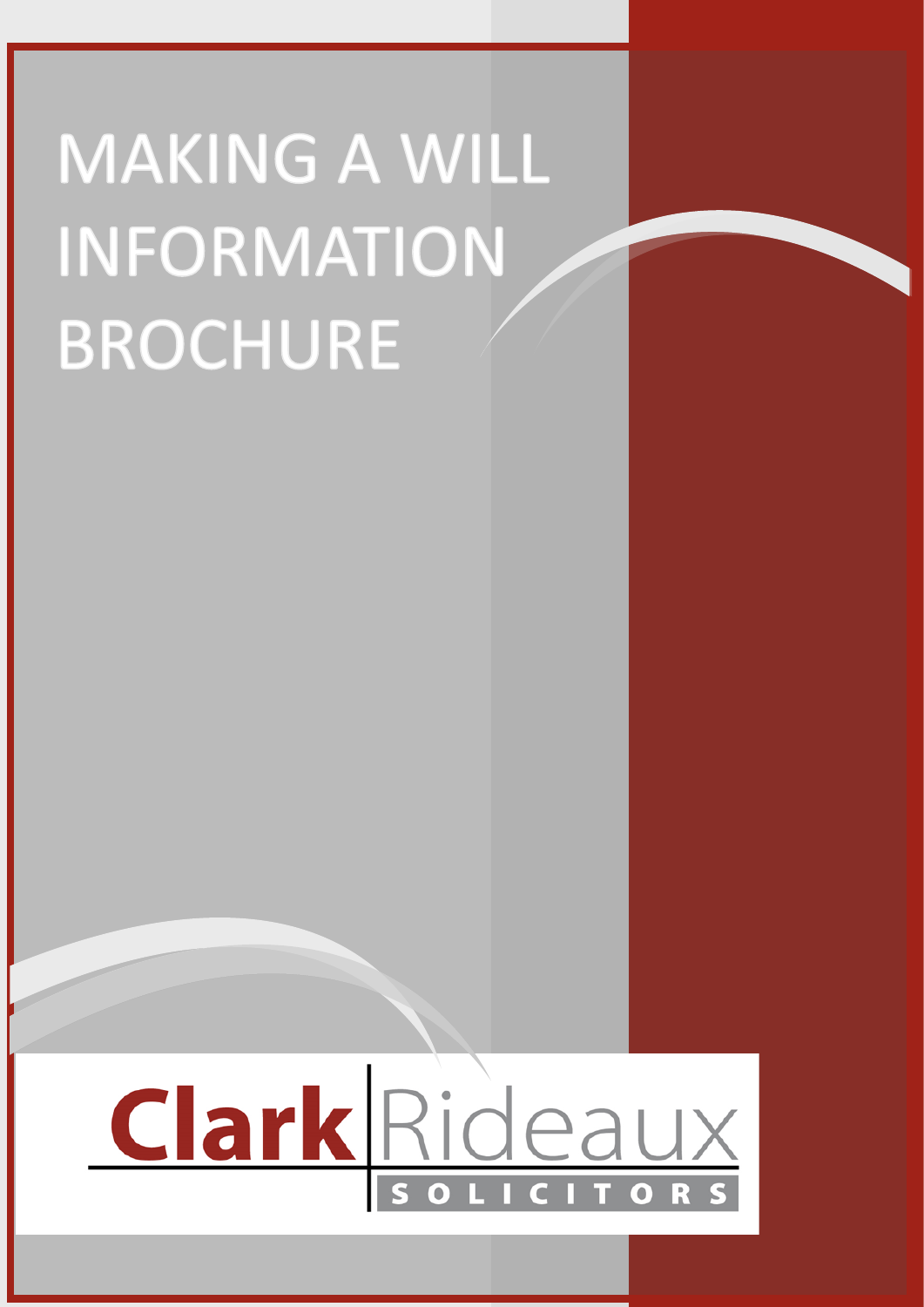# MAKING A WILL INFORMATION BROCHURE

Clark Rideaux

SOLICITORS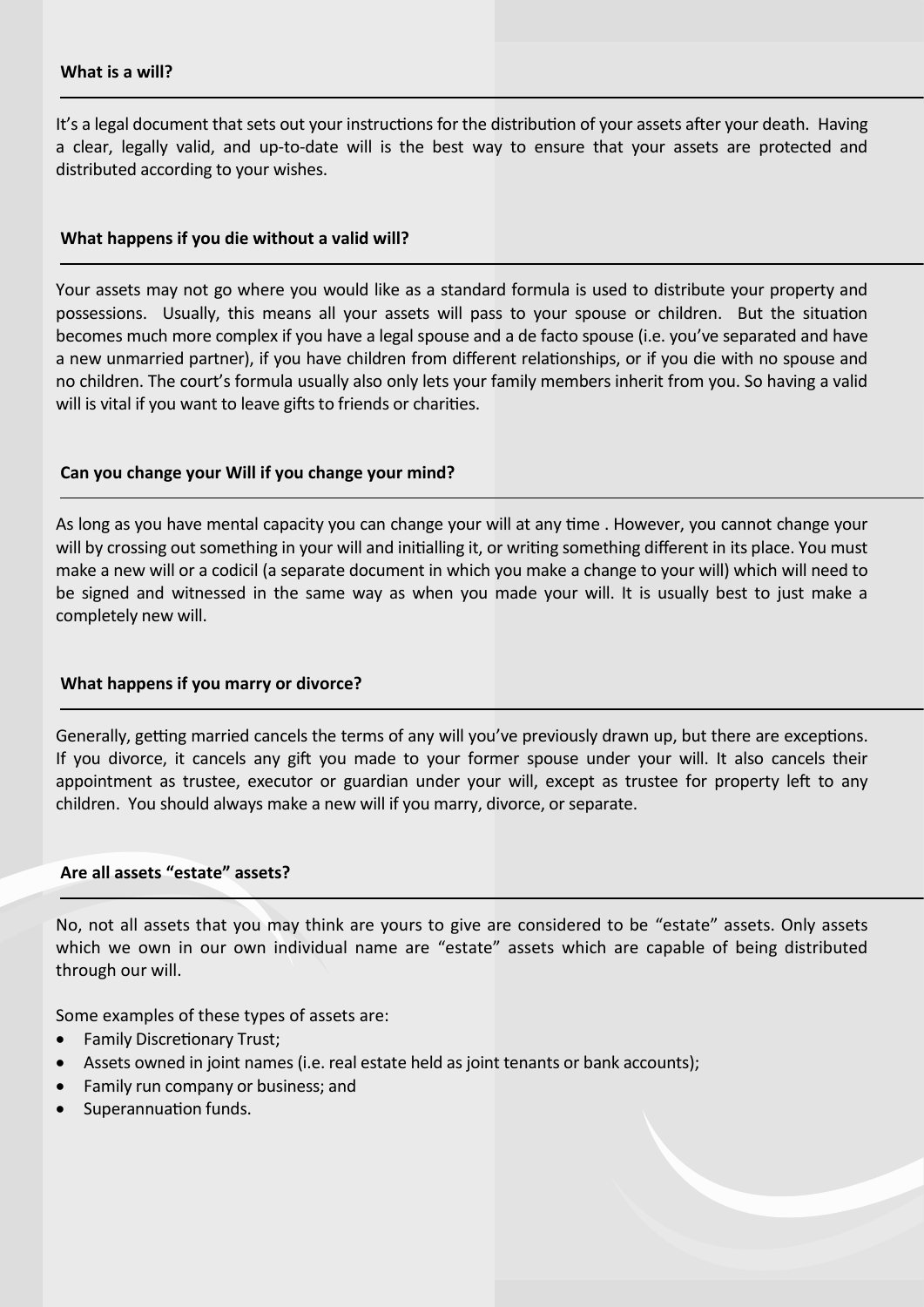### What is a will?

It's a legal document that sets out your instructions for the distribution of your assets after your death. Having a clear, legally valid, and up-to-date will is the best way to ensure that your assets are protected and distributed according to your wishes.

### What happens if you die without a valid will?

Your assets may not go where you would like as a standard formula is used to distribute your property and possessions. Usually, this means all your assets will pass to your spouse or children. But the situation becomes much more complex if you have a legal spouse and a de facto spouse (i.e. you've separated and have a new unmarried partner), if you have children from different relationships, or if you die with no spouse and no children. The court's formula usually also only lets your family members inherit from you. So having a valid will is vital if you want to leave gifts to friends or charities.

### Can you change your Will if you change your mind?

As long as you have mental capacity you can change your will at any time . However, you cannot change your will by crossing out something in your will and initialling it, or writing something different in its place. You must make a new will or a codicil (a separate document in which you make a change to your will) which will need to be signed and witnessed in the same way as when you made your will. It is usually best to just make a completely new will.

### What happens if you marry or divorce?

Generally, getting married cancels the terms of any will you've previously drawn up, but there are exceptions. If you divorce, it cancels any gift you made to your former spouse under your will. It also cancels their appointment as trustee, executor or guardian under your will, except as trustee for property left to any children. You should always make a new will if you marry, divorce, or separate.

### Are all assets "estate" assets?

No, not all assets that you may think are yours to give are considered to be "estate" assets. Only assets which we own in our own individual name are "estate" assets which are capable of being distributed through our will.

Some examples of these types of assets are:

- Family Discretionary Trust;
- Assets owned in joint names (i.e. real estate held as joint tenants or bank accounts);
- Family run company or business; and
- Superannuation funds.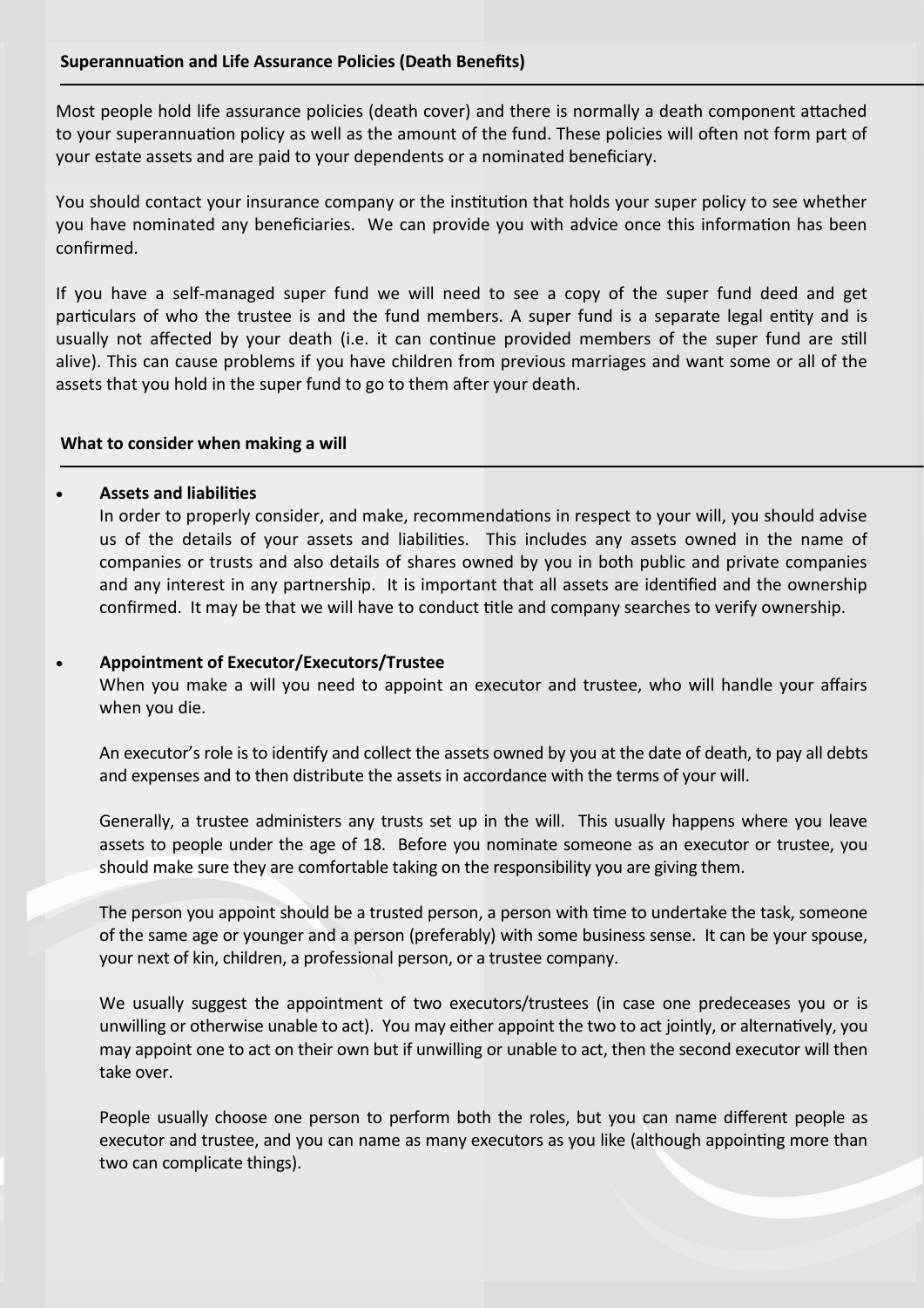## Superannuation and Life Assurance Policies (Death Benefits)

Most people hold life assurance policies (death cover) and there is normally a death component attached to your superannuation policy as well as the amount of the fund. These policies will often not form part of your estate assets and are paid to your dependents or a nominated beneficiary.

You should contact your insurance company or the institution that holds your super policy to see whether you have nominated any beneficiaries. We can provide you with advice once this information has been confirmed.

If you have a self-managed super fund we will need to see a copy of the super fund deed and get particulars of who the trustee is and the fund members. A super fund is a separate legal entity and is usually not affected by your death (i.e. it can continue provided members of the super fund are still alive). This can cause problems if you have children from previous marriages and want some or all of the assets that you hold in the super fund to go to them after your death.

## What to consider when making a will

- **Assets and liabilities**

  In order to properly consider, and make, recommendations in respect to your will, you should advise us of the details of your assets and liabilities. This includes any assets owned in the name of companies or trusts and also details of shares owned by you in both public and private companies and any interest in any partnership. It is important that all assets are identified and the ownership confirmed. It may be that we will have to conduct title and company searches to verify ownership.

- **Appointment of Executor/Executors/Trustee**

  When you make a will you need to appoint an executor and trustee, who will handle your affairs when you die.

  An executor's role is to identify and collect the assets owned by you at the date of death, to pay all debts and expenses and to then distribute the assets in accordance with the terms of your will.

  Generally, a trustee administers any trusts set up in the will. This usually happens where you leave assets to people under the age of 18. Before you nominate someone as an executor or trustee, you should make sure they are comfortable taking on the responsibility you are giving them.

  The person you appoint should be a trusted person, a person with time to undertake the task, someone of the same age or younger and a person (preferably) with some business sense. It can be your spouse, your next of kin, children, a professional person, or a trustee company.

  We usually suggest the appointment of two executors/trustees (in case one predeceases you or is unwilling or otherwise unable to act). You may either appoint the two to act jointly, or alternatively, you may appoint one to act on their own but if unwilling or unable to act, then the second executor will then take over.

  People usually choose one person to perform both the roles, but you can name different people as executor and trustee, and you can name as many executors as you like (although appointing more than two can complicate things).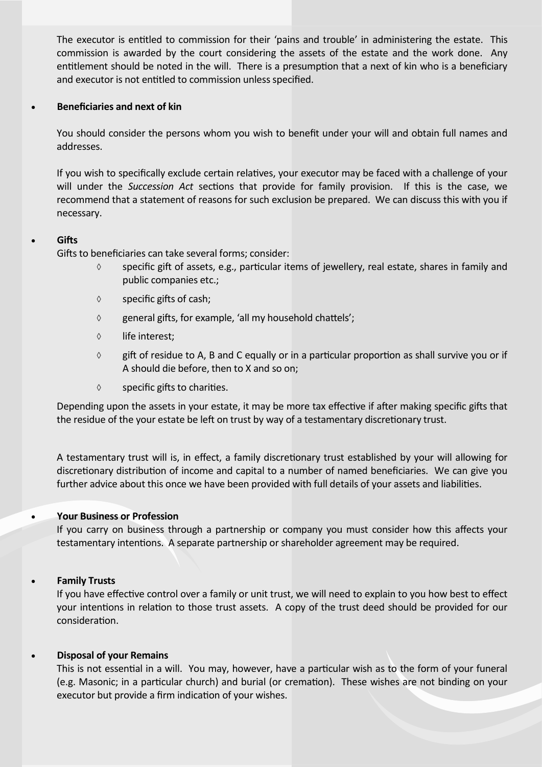The executor is entitled to commission for their 'pains and trouble' in administering the estate. This commission is awarded by the court considering the assets of the estate and the work done. Any entitlement should be noted in the will. There is a presumption that a next of kin who is a beneficiary and executor is not entitled to commission unless specified.

- **Beneficiaries and next of kin**

  You should consider the persons whom you wish to benefit under your will and obtain full names and addresses.

  If you wish to specifically exclude certain relatives, your executor may be faced with a challenge of your will under the *Succession Act* sections that provide for family provision. If this is the case, we recommend that a statement of reasons for such exclusion be prepared. We can discuss this with you if necessary.

- **Gifts**

  Gifts to beneficiaries can take several forms; consider:

  - ◊ specific gift of assets, e.g., particular items of jewellery, real estate, shares in family and public companies etc.;
  - ◊ specific gifts of cash;
  - ◊ general gifts, for example, 'all my household chattels';
  - ◊ life interest;
  - ◊ gift of residue to A, B and C equally or in a particular proportion as shall survive you or if A should die before, then to X and so on;
  - ◊ specific gifts to charities.

  Depending upon the assets in your estate, it may be more tax effective if after making specific gifts that the residue of the your estate be left on trust by way of a testamentary discretionary trust.

  A testamentary trust will is, in effect, a family discretionary trust established by your will allowing for discretionary distribution of income and capital to a number of named beneficiaries. We can give you further advice about this once we have been provided with full details of your assets and liabilities.

- **Your Business or Profession**

  If you carry on business through a partnership or company you must consider how this affects your testamentary intentions. A separate partnership or shareholder agreement may be required.

- **Family Trusts**

  If you have effective control over a family or unit trust, we will need to explain to you how best to effect your intentions in relation to those trust assets. A copy of the trust deed should be provided for our consideration.

- **Disposal of your Remains**

  This is not essential in a will. You may, however, have a particular wish as to the form of your funeral (e.g. Masonic; in a particular church) and burial (or cremation). These wishes are not binding on your executor but provide a firm indication of your wishes.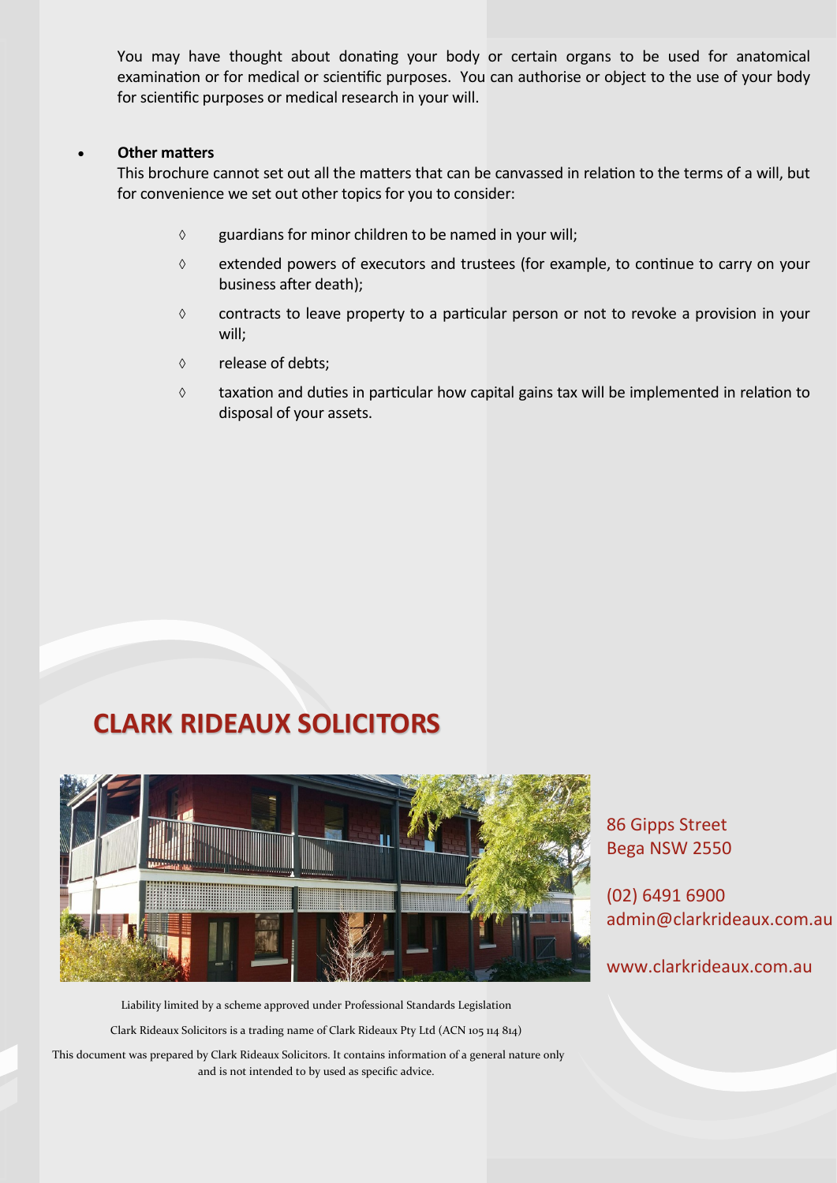You may have thought about donating your body or certain organs to be used for anatomical examination or for medical or scientific purposes. You can authorise or object to the use of your body for scientific purposes or medical research in your will.

- **Other matters**

  This brochure cannot set out all the matters that can be canvassed in relation to the terms of a will, but for convenience we set out other topics for you to consider:

  - guardians for minor children to be named in your will;
  - extended powers of executors and trustees (for example, to continue to carry on your business after death);
  - contracts to leave property to a particular person or not to revoke a provision in your will;
  - release of debts;
  - taxation and duties in particular how capital gains tax will be implemented in relation to disposal of your assets.

## CLARK RIDEAUX SOLICITORS

86 Gipps Street
Bega NSW 2550

(02) 6491 6900
admin@clarkrideaux.com.au

www.clarkrideaux.com.au

Liability limited by a scheme approved under Professional Standards Legislation

Clark Rideaux Solicitors is a trading name of Clark Rideaux Pty Ltd (ACN 105 114 814)

This document was prepared by Clark Rideaux Solicitors. It contains information of a general nature only and is not intended to by used as specific advice.